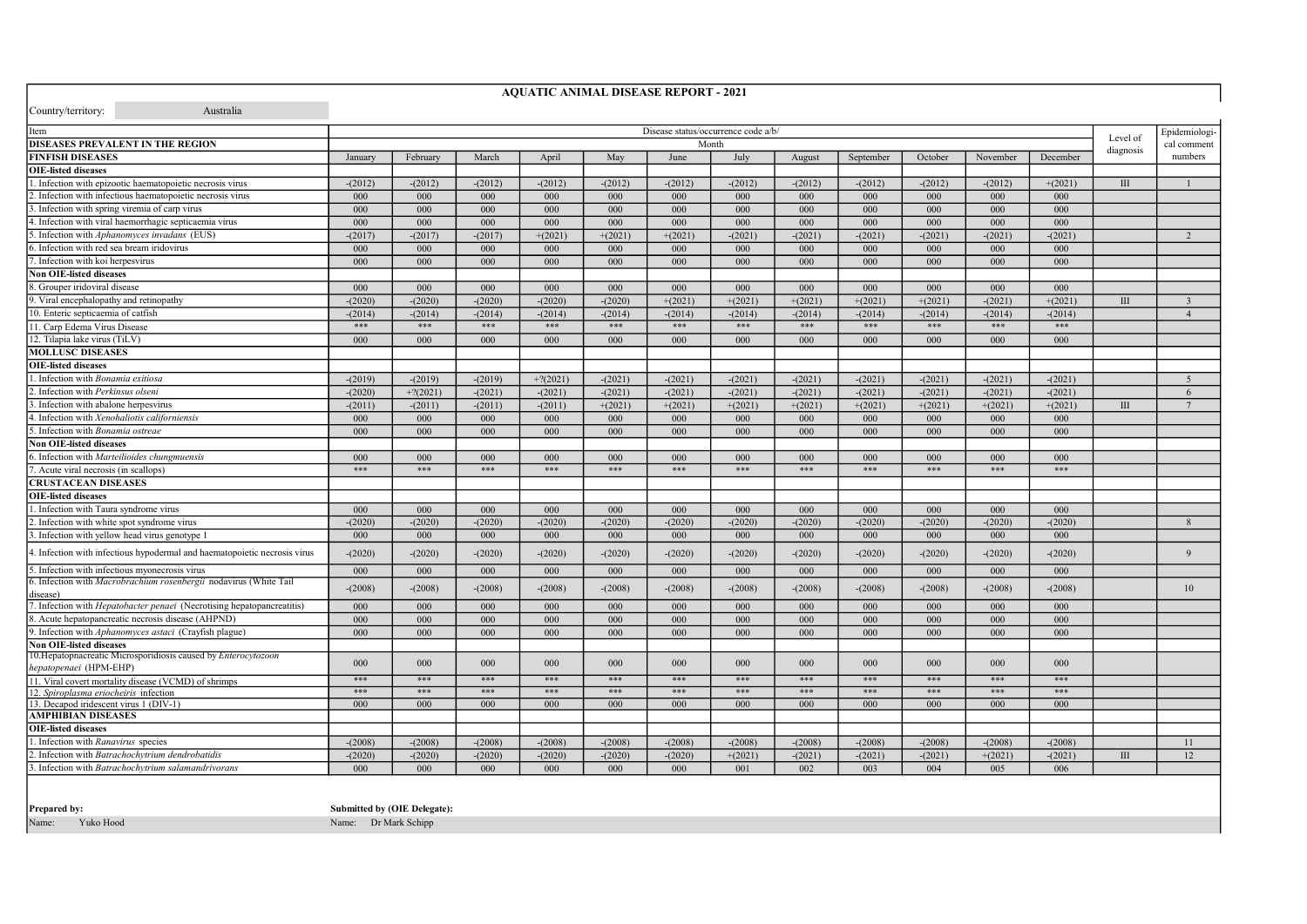# AQUATIC ANIMAL DISEASE REPORT - 2021

Country/territory: Australia

| Item | Disease status/occurrence code a/b/ | | | | | | | | | | | | Level of diagnosis | Epidemiological comment numbers |
|---|---|---|---|---|---|---|---|---|---|---|---|---|---|---|
| **DISEASES PREVALENT IN THE REGION** | Month | | | | | | | | | | | | | |
| **FINFISH DISEASES** | January | February | March | April | May | June | July | August | September | October | November | December | | |
| **OIE-listed diseases** | | | | | | | | | | | | | | |
| 1. Infection with epizootic haematopoietic necrosis virus | -(2012) | -(2012) | -(2012) | -(2012) | -(2012) | -(2012) | -(2012) | -(2012) | -(2012) | -(2012) | -(2012) | +(2021) | III | 1 |
| 2. Infection with infectious haematopoietic necrosis virus | 000 | 000 | 000 | 000 | 000 | 000 | 000 | 000 | 000 | 000 | 000 | 000 | | |
| 3. Infection with spring viremia of carp virus | 000 | 000 | 000 | 000 | 000 | 000 | 000 | 000 | 000 | 000 | 000 | 000 | | |
| 4. Infection with viral haemorrhagic septicaemia virus | 000 | 000 | 000 | 000 | 000 | 000 | 000 | 000 | 000 | 000 | 000 | 000 | | |
| 5. Infection with *Aphanomyces invadans* (EUS) | -(2017) | -(2017) | -(2017) | +(2021) | +(2021) | +(2021) | -(2021) | -(2021) | -(2021) | -(2021) | -(2021) | -(2021) | | 2 |
| 6. Infection with red sea bream iridovirus | 000 | 000 | 000 | 000 | 000 | 000 | 000 | 000 | 000 | 000 | 000 | 000 | | |
| 7. Infection with koi herpesvirus | 000 | 000 | 000 | 000 | 000 | 000 | 000 | 000 | 000 | 000 | 000 | 000 | | |
| **Non OIE-listed diseases** | | | | | | | | | | | | | | |
| 8. Grouper iridoviral disease | 000 | 000 | 000 | 000 | 000 | 000 | 000 | 000 | 000 | 000 | 000 | 000 | | |
| 9. Viral encephalopathy and retinopathy | -(2020) | -(2020) | -(2020) | -(2020) | -(2020) | +(2021) | +(2021) | +(2021) | +(2021) | +(2021) | -(2021) | +(2021) | III | 3 |
| 10. Enteric septicaemia of catfish | -(2014) | -(2014) | -(2014) | -(2014) | -(2014) | -(2014) | -(2014) | -(2014) | -(2014) | -(2014) | -(2014) | -(2014) | | 4 |
| 11. Carp Edema Virus Disease | *** | *** | *** | *** | *** | *** | *** | *** | *** | *** | *** | *** | | |
| 12. Tilapia lake virus (TiLV) | 000 | 000 | 000 | 000 | 000 | 000 | 000 | 000 | 000 | 000 | 000 | 000 | | |
| **MOLLUSC DISEASES** | | | | | | | | | | | | | | |
| **OIE-listed diseases** | | | | | | | | | | | | | | |
| 1. Infection with *Bonamia exitiosa* | -(2019) | -(2019) | -(2019) | +?(2021) | -(2021) | -(2021) | -(2021) | -(2021) | -(2021) | -(2021) | -(2021) | -(2021) | | 5 |
| 2. Infection with *Perkinsus olseni* | -(2020) | +?(2021) | -(2021) | -(2021) | -(2021) | -(2021) | -(2021) | -(2021) | -(2021) | -(2021) | -(2021) | -(2021) | | 6 |
| 3. Infection with abalone herpesvirus | -(2011) | -(2011) | -(2011) | -(2011) | +(2021) | +(2021) | +(2021) | +(2021) | +(2021) | +(2021) | +(2021) | +(2021) | III | 7 |
| 4. Infection with *Xenohaliotis californiensis* | 000 | 000 | 000 | 000 | 000 | 000 | 000 | 000 | 000 | 000 | 000 | 000 | | |
| 5. Infection with *Bonamia ostreae* | 000 | 000 | 000 | 000 | 000 | 000 | 000 | 000 | 000 | 000 | 000 | 000 | | |
| **Non OIE-listed diseases** | | | | | | | | | | | | | | |
| 6. Infection with *Marteilioides chungmuensis* | 000 | 000 | 000 | 000 | 000 | 000 | 000 | 000 | 000 | 000 | 000 | 000 | | |
| 7. Acute viral necrosis (in scallops) | *** | *** | *** | *** | *** | *** | *** | *** | *** | *** | *** | *** | | |
| **CRUSTACEAN DISEASES** | | | | | | | | | | | | | | |
| **OIE-listed diseases** | | | | | | | | | | | | | | |
| 1. Infection with Taura syndrome virus | 000 | 000 | 000 | 000 | 000 | 000 | 000 | 000 | 000 | 000 | 000 | 000 | | |
| 2. Infection with white spot syndrome virus | -(2020) | -(2020) | -(2020) | -(2020) | -(2020) | -(2020) | -(2020) | -(2020) | -(2020) | -(2020) | -(2020) | -(2020) | | 8 |
| 3. Infection with yellow head virus genotype 1 | 000 | 000 | 000 | 000 | 000 | 000 | 000 | 000 | 000 | 000 | 000 | 000 | | |
| 4. Infection with infectious hypodermal and haematopoietic necrosis virus | -(2020) | -(2020) | -(2020) | -(2020) | -(2020) | -(2020) | -(2020) | -(2020) | -(2020) | -(2020) | -(2020) | -(2020) | | 9 |
| 5. Infection with infectious myonecrosis virus | 000 | 000 | 000 | 000 | 000 | 000 | 000 | 000 | 000 | 000 | 000 | 000 | | |
| 6. Infection with *Macrobrachium rosenbergii* nodavirus (White Tail disease) | -(2008) | -(2008) | -(2008) | -(2008) | -(2008) | -(2008) | -(2008) | -(2008) | -(2008) | -(2008) | -(2008) | -(2008) | | 10 |
| 7. Infection with *Hepatobacter penaei* (Necrotising hepatopancreatitis) | 000 | 000 | 000 | 000 | 000 | 000 | 000 | 000 | 000 | 000 | 000 | 000 | | |
| 8. Acute hepatopancreatic necrosis disease (AHPND) | 000 | 000 | 000 | 000 | 000 | 000 | 000 | 000 | 000 | 000 | 000 | 000 | | |
| 9. Infection with *Aphanomyces astaci* (Crayfish plague) | 000 | 000 | 000 | 000 | 000 | 000 | 000 | 000 | 000 | 000 | 000 | 000 | | |
| **Non OIE-listed diseases** | | | | | | | | | | | | | | |
| 10.Hepatopnacreatic Microsporidiosis caused by *Enterocytozoon hepatopenaei* (HPM-EHP) | 000 | 000 | 000 | 000 | 000 | 000 | 000 | 000 | 000 | 000 | 000 | 000 | | |
| 11. Viral covert mortality disease (VCMD) of shrimps | *** | *** | *** | *** | *** | *** | *** | *** | *** | *** | *** | *** | | |
| 12. *Spiroplasma eriocheiris* infection | *** | *** | *** | *** | *** | *** | *** | *** | *** | *** | *** | *** | | |
| 13. Decapod iridescent virus 1 (DIV-1) | 000 | 000 | 000 | 000 | 000 | 000 | 000 | 000 | 000 | 000 | 000 | 000 | | |
| **AMPHIBIAN DISEASES** | | | | | | | | | | | | | | |
| **OIE-listed diseases** | | | | | | | | | | | | | | |
| 1. Infection with *Ranavirus* species | -(2008) | -(2008) | -(2008) | -(2008) | -(2008) | -(2008) | -(2008) | -(2008) | -(2008) | -(2008) | -(2008) | -(2008) | | 11 |
| 2. Infection with *Batrachochytrium dendrobatidis* | -(2020) | -(2020) | -(2020) | -(2020) | -(2020) | -(2020) | +(2021) | -(2021) | -(2021) | -(2021) | +(2021) | -(2021) | III | 12 |
| 3. Infection with *Batrachochytrium salamandrivorans* | 000 | 000 | 000 | 000 | 000 | 000 | 001 | 002 | 003 | 004 | 005 | 006 | | |

**Prepared by:**
Name: Yuko Hood

**Submitted by (OIE Delegate):**
Name: Dr Mark Schipp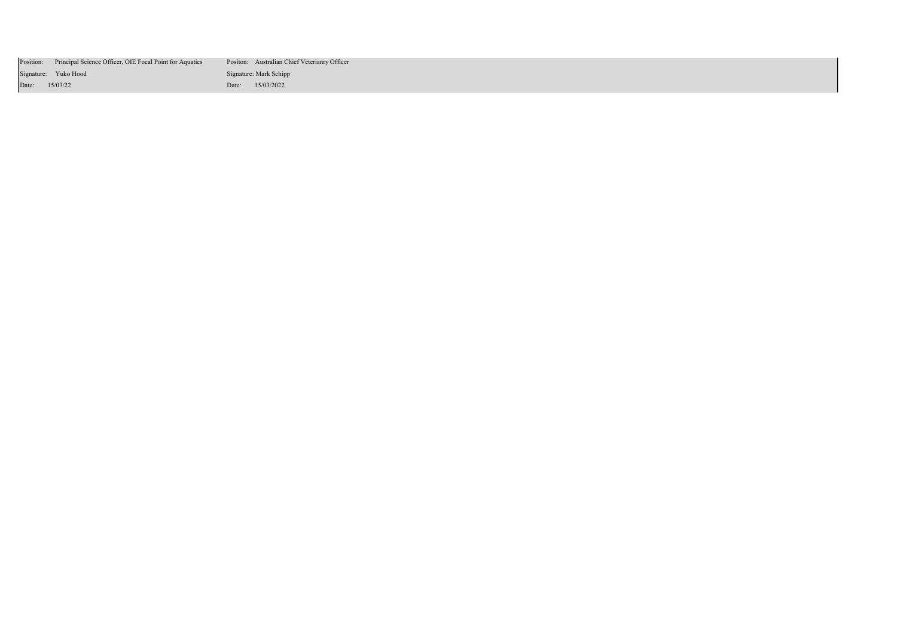| Position: Principal Science Officer, OIE Focal Point for Aquatics | Positon: Australian Chief Veterianry Officer |
| --- | --- |
| Signature: Yuko Hood | Signature: Mark Schipp |
| Date: 15/03/22 | Date: 15/03/2022 |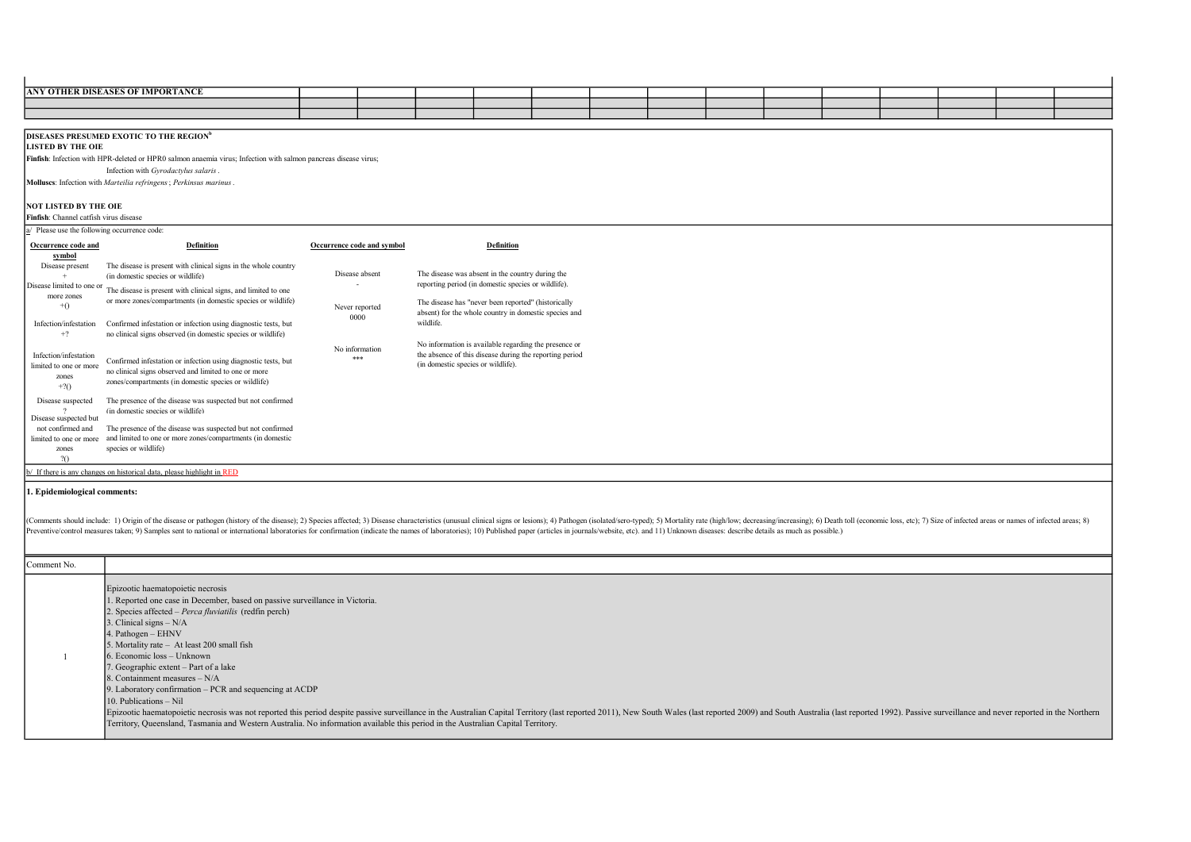| ANY OTHER DISEASES OF IMPORTANCE | | | | | | | | | | | | | | |
|---|---|---|---|---|---|---|---|---|---|---|---|---|---|---|
| | | | | | | | | | | | | | | |
| | | | | | | | | | | | | | | |

**DISEASES PRESUMED EXOTIC TO THE REGION**[b]

**LISTED BY THE OIE**

**Finfish**: Infection with HPR-deleted or HPR0 salmon anaemia virus; Infection with salmon pancreas disease virus;

Infection with *Gyrodactylus salaris* .

**Molluscs**: Infection with *Marteilia refringens* ; *Perkinsus marinus* .

**NOT LISTED BY THE OIE**

**Finfish**: Channel catfish virus disease

a/ Please use the following occurrence code:

| Occurrence code and symbol | Definition | Occurrence code and symbol | Definition |
|---|---|---|---|
| Disease present + | The disease is present with clinical signs in the whole country (in domestic species or wildlife) | Disease absent - | The disease was absent in the country during the reporting period (in domestic species or wildlife). |
| Disease limited to one or more zones +() | The disease is present with clinical signs, and limited to one or more zones/compartments (in domestic species or wildlife) | Never reported 0000 | The disease has "never been reported" (historically absent) for the whole country in domestic species and wildlife. |
| Infection/infestation +? | Confirmed infestation or infection using diagnostic tests, but no clinical signs observed (in domestic species or wildlife) | No information *** | No information is available regarding the presence or the absence of this disease during the reporting period (in domestic species or wildlife). |
| Infection/infestation limited to one or more zones +?() | Confirmed infestation or infection using diagnostic tests, but no clinical signs observed and limited to one or more zones/compartments (in domestic species or wildlife) | | |
| Disease suspected ? | The presence of the disease was suspected but not confirmed (in domestic species or wildlife) | | |
| Disease suspected but not confirmed and limited to one or more zones ?() | The presence of the disease was suspected but not confirmed and limited to one or more zones/compartments (in domestic species or wildlife) | | |

b/ If there is any changes on historical data, please highlight in RED

## 1. Epidemiological comments:

(Comments should include: 1) Origin of the disease or pathogen (history of the disease); 2) Species affected; 3) Disease characteristics (unusual clinical signs or lesions); 4) Pathogen (isolated/sero-typed); 5) Mortality rate (high/low; decreasing/increasing); 6) Death toll (economic loss, etc); 7) Size of infected areas or names of infected areas; 8) Preventive/control measures taken; 9) Samples sent to national or international laboratories for confirmation (indicate the names of laboratories); 10) Published paper (articles in journals/website, etc). and 11) Unknown diseases: describe details as much as possible.)

| Comment No. | |
|---|---|
| 1 | Epizootic haematopoietic necrosis<br>1. Reported one case in December, based on passive surveillance in Victoria.<br>2. Species affected – *Perca fluviatilis* (redfin perch)<br>3. Clinical signs – N/A<br>4. Pathogen – EHNV<br>5. Mortality rate – At least 200 small fish<br>6. Economic loss – Unknown<br>7. Geographic extent – Part of a lake<br>8. Containment measures – N/A<br>9. Laboratory confirmation – PCR and sequencing at ACDP<br>10. Publications – Nil<br>Epizootic haematopoietic necrosis was not reported this period despite passive surveillance in the Australian Capital Territory (last reported 2011), New South Wales (last reported 2009) and South Australia (last reported 1992). Passive surveillance and never reported in the Northern Territory, Queensland, Tasmania and Western Australia. No information available this period in the Australian Capital Territory. |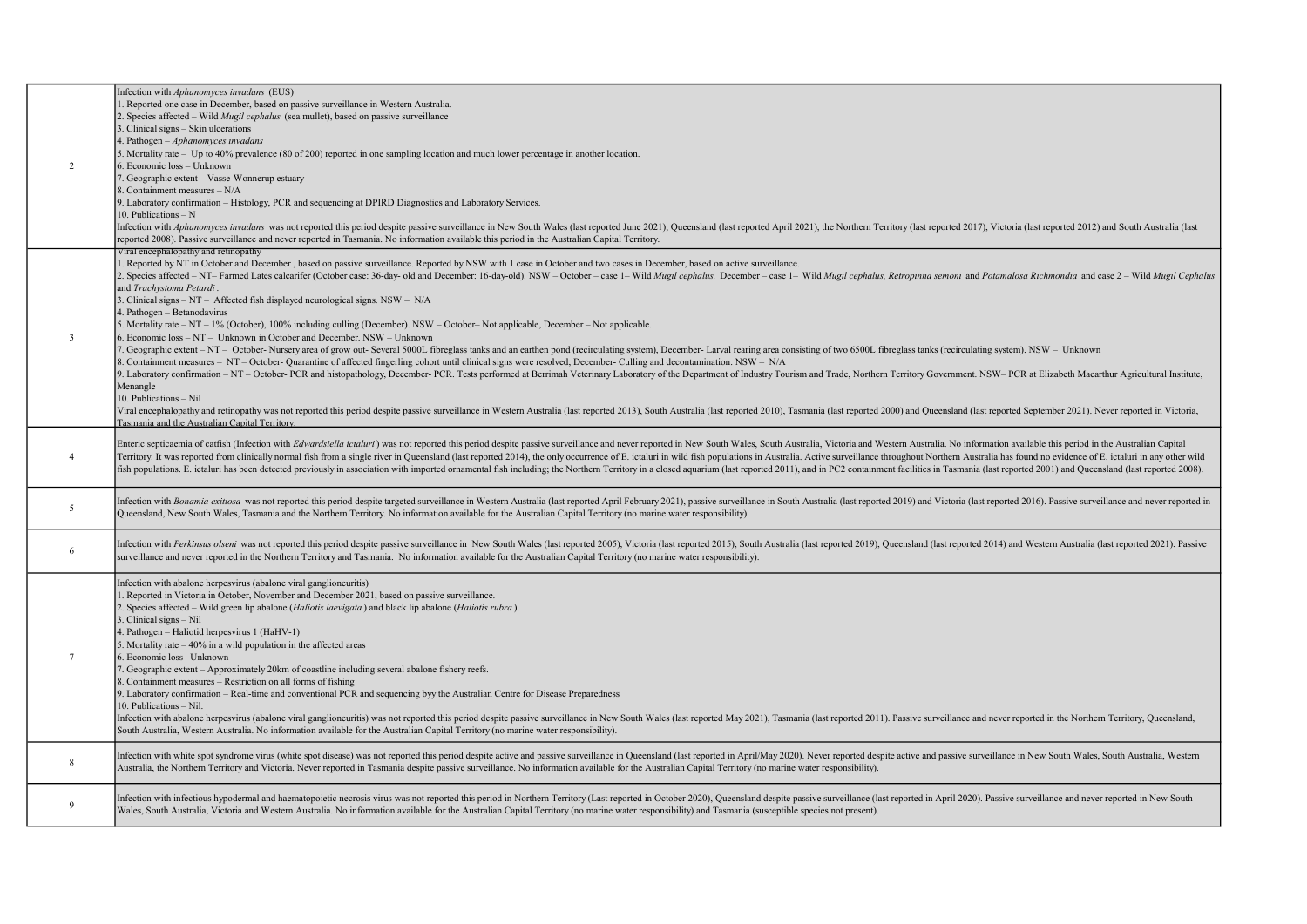| | |
|---|---|
| 2 | Infection with *Aphanomyces invadans* (EUS)<br>1. Reported one case in December, based on passive surveillance in Western Australia.<br>2. Species affected – Wild *Mugil cephalus* (sea mullet), based on passive surveillance<br>3. Clinical signs – Skin ulcerations<br>4. Pathogen – *Aphanomyces invadans*<br>5. Mortality rate – Up to 40% prevalence (80 of 200) reported in one sampling location and much lower percentage in another location.<br>6. Economic loss – Unknown<br>7. Geographic extent – Vasse-Wonnerup estuary<br>8. Containment measures – N/A<br>9. Laboratory confirmation – Histology, PCR and sequencing at DPIRD Diagnostics and Laboratory Services.<br>10. Publications – N<br>Infection with *Aphanomyces invadans* was not reported this period despite passive surveillance in New South Wales (last reported June 2021), Queensland (last reported April 2021), the Northern Territory (last reported 2017), Victoria (last reported 2012) and South Australia (last reported 2008). Passive surveillance and never reported in Tasmania. No information available this period in the Australian Capital Territory. |
| 3 | Viral encephalopathy and retinopathy<br>1. Reported by NT in October and December , based on passive surveillance. Reported by NSW with 1 case in October and two cases in December, based on active surveillance.<br>2. Species affected – NT– Farmed Lates calcarifer (October case: 36-day- old and December: 16-day-old). NSW – October – case 1– Wild *Mugil cephalus.* December – case 1– Wild *Mugil cephalus, Retropinna semoni* and *Potamalosa Richmondia* and case 2 – Wild *Mugil Cephalus* and *Trachystoma Petardi* .<br>3. Clinical signs – NT – Affected fish displayed neurological signs. NSW – N/A<br>4. Pathogen – Betanodavirus<br>5. Mortality rate – NT – 1% (October), 100% including culling (December). NSW – October– Not applicable, December – Not applicable.<br>6. Economic loss – NT – Unknown in October and December. NSW – Unknown<br>7. Geographic extent – NT – October- Nursery area of grow out- Several 5000L fibreglass tanks and an earthen pond (recirculating system), December- Larval rearing area consisting of two 6500L fibreglass tanks (recirculating system). NSW – Unknown<br>8. Containment measures – NT – October- Quarantine of affected fingerling cohort until clinical signs were resolved, December- Culling and decontamination. NSW – N/A<br>9. Laboratory confirmation – NT – October- PCR and histopathology, December- PCR. Tests performed at Berrimah Veterinary Laboratory of the Department of Industry Tourism and Trade, Northern Territory Government. NSW– PCR at Elizabeth Macarthur Agricultural Institute, Menangle<br>10. Publications – Nil<br>Viral encephalopathy and retinopathy was not reported this period despite passive surveillance in Western Australia (last reported 2013), South Australia (last reported 2010), Tasmania (last reported 2000) and Queensland (last reported September 2021). Never reported in Victoria, Tasmania and the Australian Capital Territory. |
| 4 | Enteric septicaemia of catfish (Infection with *Edwardsiella ictaluri* ) was not reported this period despite passive surveillance and never reported in New South Wales, South Australia, Victoria and Western Australia. No information available this period in the Australian Capital Territory. It was reported from clinically normal fish from a single river in Queensland (last reported 2014), the only occurrence of E. ictaluri in wild fish populations in Australia. Active surveillance throughout Northern Australia has found no evidence of E. ictaluri in any other wild fish populations. E. ictaluri has been detected previously in association with imported ornamental fish including; the Northern Territory in a closed aquarium (last reported 2011), and in PC2 containment facilities in Tasmania (last reported 2001) and Queensland (last reported 2008). |
| 5 | Infection with *Bonamia exitiosa* was not reported this period despite targeted surveillance in Western Australia (last reported April February 2021), passive surveillance in South Australia (last reported 2019) and Victoria (last reported 2016). Passive surveillance and never reported in Queensland, New South Wales, Tasmania and the Northern Territory. No information available for the Australian Capital Territory (no marine water responsibility). |
| 6 | Infection with *Perkinsus olseni* was not reported this period despite passive surveillance in New South Wales (last reported 2005), Victoria (last reported 2015), South Australia (last reported 2019), Queensland (last reported 2014) and Western Australia (last reported 2021). Passive surveillance and never reported in the Northern Territory and Tasmania. No information available for the Australian Capital Territory (no marine water responsibility). |
| 7 | Infection with abalone herpesvirus (abalone viral ganglioneuritis)<br>1. Reported in Victoria in October, November and December 2021, based on passive surveillance.<br>2. Species affected – Wild green lip abalone (*Haliotis laevigata* ) and black lip abalone (*Haliotis rubra* ).<br>3. Clinical signs – Nil<br>4. Pathogen – Haliotid herpesvirus 1 (HaHV-1)<br>5. Mortality rate – 40% in a wild population in the affected areas<br>6. Economic loss –Unknown<br>7. Geographic extent – Approximately 20km of coastline including several abalone fishery reefs.<br>8. Containment measures – Restriction on all forms of fishing<br>9. Laboratory confirmation – Real-time and conventional PCR and sequencing byy the Australian Centre for Disease Preparedness<br>10. Publications – Nil.<br>Infection with abalone herpesvirus (abalone viral ganglioneuritis) was not reported this period despite passive surveillance in New South Wales (last reported May 2021), Tasmania (last reported 2011). Passive surveillance and never reported in the Northern Territory, Queensland, South Australia, Western Australia. No information available for the Australian Capital Territory (no marine water responsibility). |
| 8 | Infection with white spot syndrome virus (white spot disease) was not reported this period despite active and passive surveillance in Queensland (last reported in April/May 2020). Never reported despite active and passive surveillance in New South Wales, South Australia, Western Australia, the Northern Territory and Victoria. Never reported in Tasmania despite passive surveillance. No information available for the Australian Capital Territory (no marine water responsibility). |
| 9 | Infection with infectious hypodermal and haematopoietic necrosis virus was not reported this period in Northern Territory (Last reported in October 2020), Queensland despite passive surveillance (last reported in April 2020). Passive surveillance and never reported in New South Wales, South Australia, Victoria and Western Australia. No information available for the Australian Capital Territory (no marine water responsibility) and Tasmania (susceptible species not present). |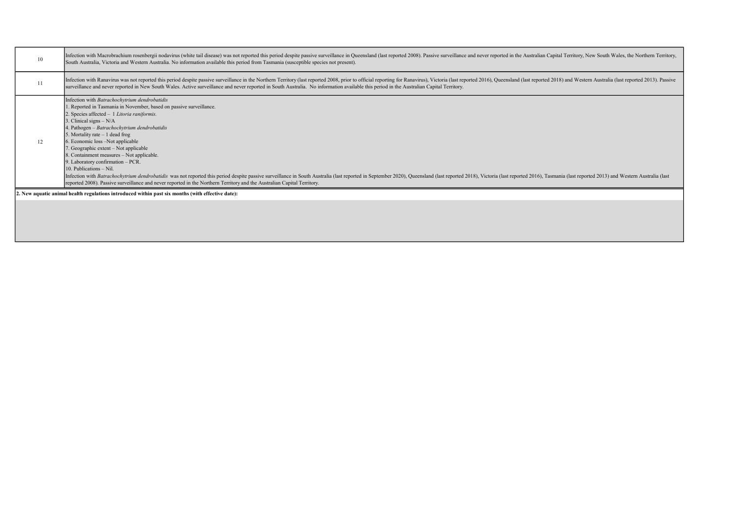| | |
|---|---|
| 10 | Infection with Macrobrachium rosenbergii nodavirus (white tail disease) was not reported this period despite passive surveillance in Queensland (last reported 2008). Passive surveillance and never reported in the Australian Capital Territory, New South Wales, the Northern Territory, South Australia, Victoria and Western Australia. No information available this period from Tasmania (susceptible species not present). |
| 11 | Infection with Ranavirus was not reported this period despite passive surveillance in the Northern Territory (last reported 2008, prior to official reporting for Ranavirus), Victoria (last reported 2016), Queensland (last reported 2018) and Western Australia (last reported 2013). Passive surveillance and never reported in New South Wales. Active surveillance and never reported in South Australia. No information available this period in the Australian Capital Territory. |
| 12 | Infection with *Batrachochytrium dendrobatidis*<br>1. Reported in Tasmania in November, based on passive surveillance.<br>2. Species affected – 1 *Litoria raniformis.*<br>3. Clinical signs – N/A<br>4. Pathogen – *Batrachochytrium dendrobatidis*<br>5. Mortality rate – 1 dead frog<br>6. Economic loss –Not applicable<br>7. Geographic extent – Not applicable<br>8. Containment measures – Not applicable.<br>9. Laboratory confirmation – PCR.<br>10. Publications – Nil.<br>Infection with *Batrachochytrium dendrobatidis* was not reported this period despite passive surveillance in South Australia (last reported in September 2020), Queensland (last reported 2018), Victoria (last reported 2016), Tasmania (last reported 2013) and Western Australia (last reported 2008). Passive surveillance and never reported in the Northern Territory and the Australian Capital Territory. |

**2. New aquatic animal health regulations introduced within past six months (with effective date):**